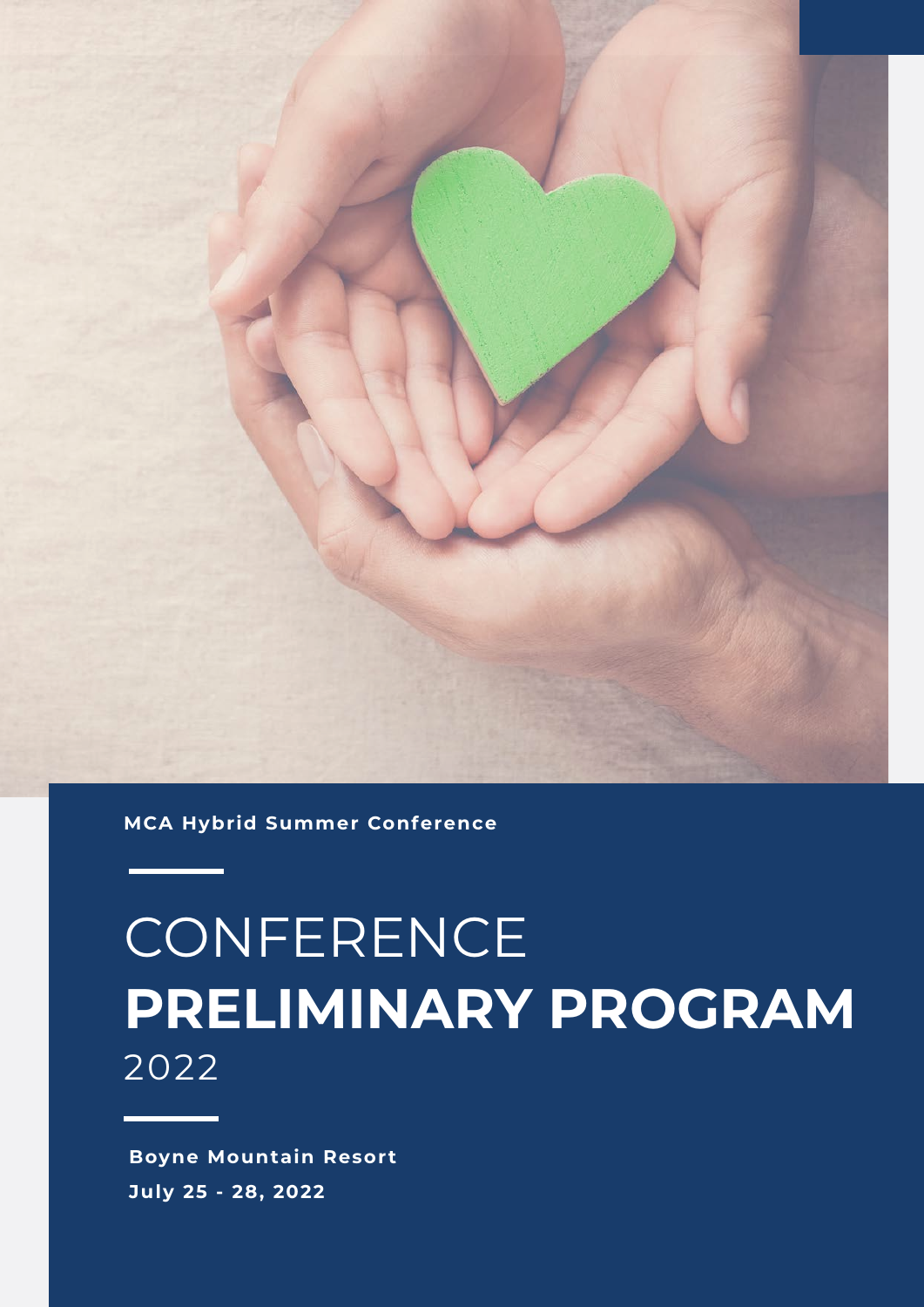**MCA Hybrid Summer Conference**

# CONFERENCE **PRELIMINARY PROGRAM** 2022

**Boyne Mountain Resort**

**July 25 - 28, 2022**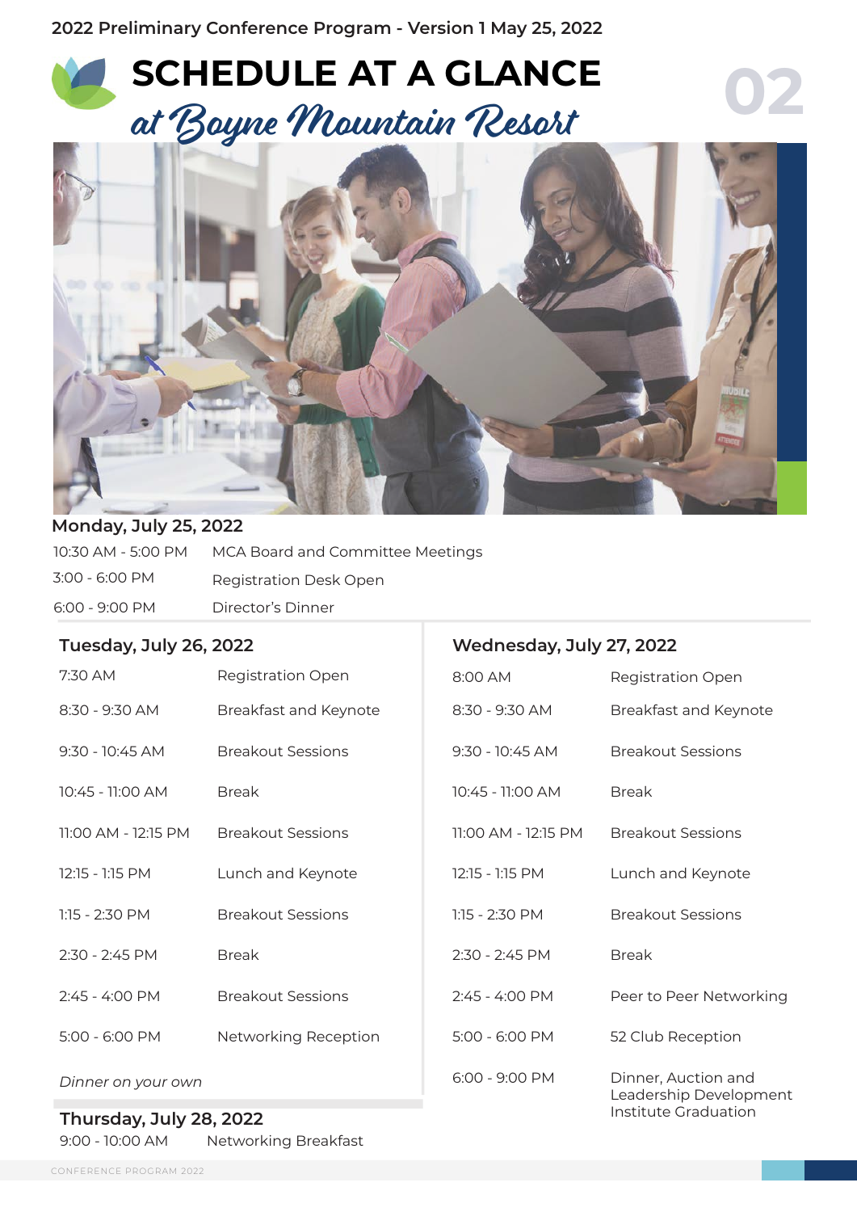2022 Preliminary Conference Program - Version 1 May 25, 2022

# SCHEDULE AT A GLANCE

## at Boyne Mountain Resort

### Monday, July 25, 2022

| | |
|---|---|
| 10:30 AM - 5:00 PM | MCA Board and Committee Meetings |
| 3:00 - 6:00 PM | Registration Desk Open |
| 6:00 - 9:00 PM | Director's Dinner |

### Tuesday, July 26, 2022

| | |
|---|---|
| 7:30 AM | Registration Open |
| 8:30 - 9:30 AM | Breakfast and Keynote |
| 9:30 - 10:45 AM | Breakout Sessions |
| 10:45 - 11:00 AM | Break |
| 11:00 AM - 12:15 PM | Breakout Sessions |
| 12:15 - 1:15 PM | Lunch and Keynote |
| 1:15 - 2:30 PM | Breakout Sessions |
| 2:30 - 2:45 PM | Break |
| 2:45 - 4:00 PM | Breakout Sessions |
| 5:00 - 6:00 PM | Networking Reception |

*Dinner on your own*

### Wednesday, July 27, 2022

| | |
|---|---|
| 8:00 AM | Registration Open |
| 8:30 - 9:30 AM | Breakfast and Keynote |
| 9:30 - 10:45 AM | Breakout Sessions |
| 10:45 - 11:00 AM | Break |
| 11:00 AM - 12:15 PM | Breakout Sessions |
| 12:15 - 1:15 PM | Lunch and Keynote |
| 1:15 - 2:30 PM | Breakout Sessions |
| 2:30 - 2:45 PM | Break |
| 2:45 - 4:00 PM | Peer to Peer Networking |
| 5:00 - 6:00 PM | 52 Club Reception |
| 6:00 - 9:00 PM | Dinner, Auction and Leadership Development Institute Graduation |

### Thursday, July 28, 2022

| | |
|---|---|
| 9:00 - 10:00 AM | Networking Breakfast |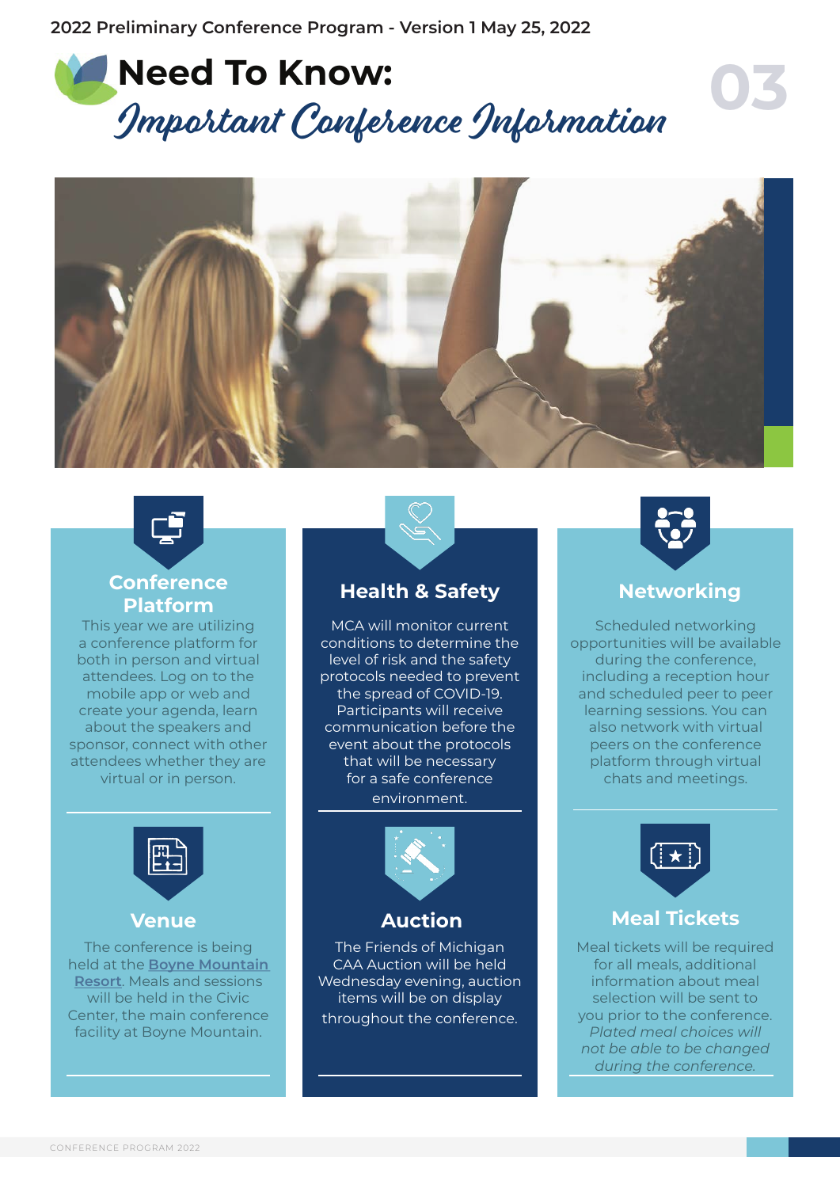# Need To Know:

## *Important Conference Information*

### Conference Platform

This year we are utilizing a conference platform for both in person and virtual attendees. Log on to the mobile app or web and create your agenda, learn about the speakers and sponsor, connect with other attendees whether they are virtual or in person.

### Health & Safety

MCA will monitor current conditions to determine the level of risk and the safety protocols needed to prevent the spread of COVID-19. Participants will receive communication before the event about the protocols that will be necessary for a safe conference environment.

### Networking

Scheduled networking opportunities will be available during the conference, including a reception hour and scheduled peer to peer learning sessions. You can also network with virtual peers on the conference platform through virtual chats and meetings.

### Venue

The conference is being held at the **Boyne Mountain Resort**. Meals and sessions will be held in the Civic Center, the main conference facility at Boyne Mountain.

### Auction

The Friends of Michigan CAA Auction will be held Wednesday evening, auction items will be on display throughout the conference.

### Meal Tickets

Meal tickets will be required for all meals, additional information about meal selection will be sent to you prior to the conference. *Plated meal choices will not be able to be changed during the conference.*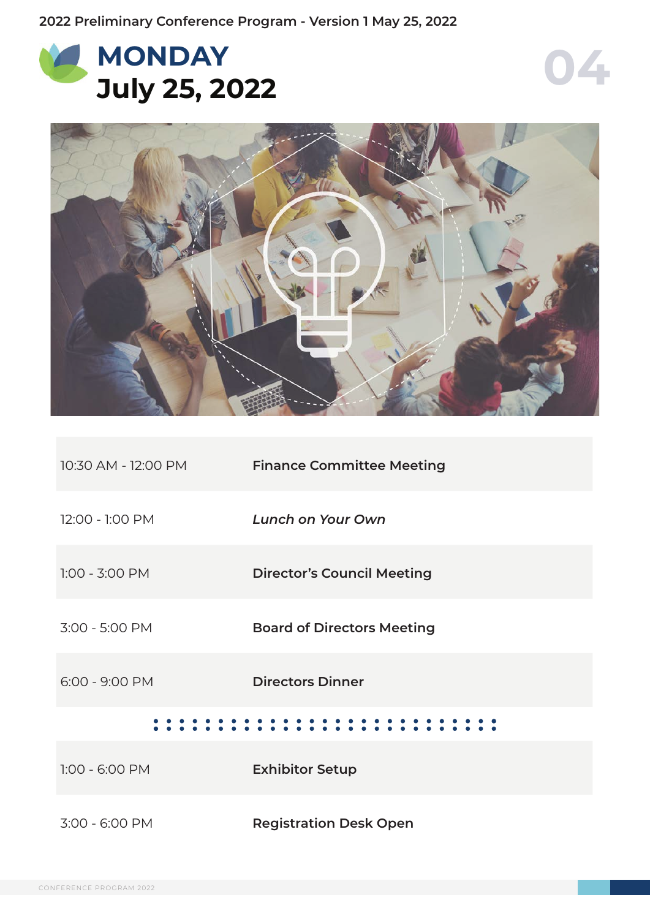# MONDAY
## July 25, 2022

| | |
|---|---|
| 10:30 AM - 12:00 PM | **Finance Committee Meeting** |
| 12:00 - 1:00 PM | ***Lunch on Your Own*** |
| 1:00 - 3:00 PM | **Director's Council Meeting** |
| 3:00 - 5:00 PM | **Board of Directors Meeting** |
| 6:00 - 9:00 PM | **Directors Dinner** |

| | |
|---|---|
| 1:00 - 6:00 PM | **Exhibitor Setup** |
| 3:00 - 6:00 PM | **Registration Desk Open** |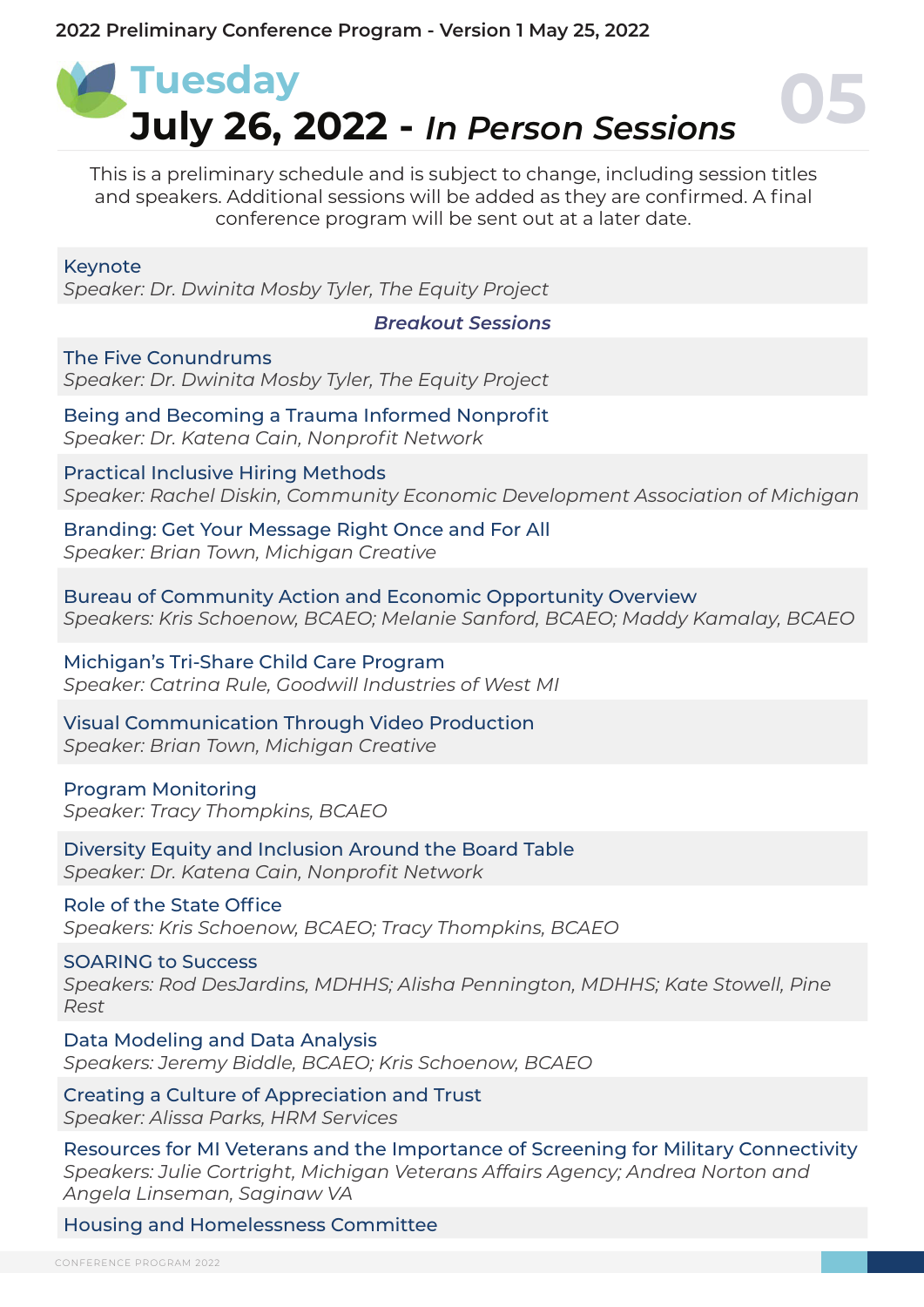2022 Preliminary Conference Program - Version 1 May 25, 2022

# Tuesday

# July 26, 2022 - *In Person Sessions*

This is a preliminary schedule and is subject to change, including session titles and speakers. Additional sessions will be added as they are confirmed. A final conference program will be sent out at a later date.

**Keynote**
*Speaker: Dr. Dwinita Mosby Tyler, The Equity Project*

## *Breakout Sessions*

**The Five Conundrums**
*Speaker: Dr. Dwinita Mosby Tyler, The Equity Project*

**Being and Becoming a Trauma Informed Nonprofit**
*Speaker: Dr. Katena Cain, Nonprofit Network*

**Practical Inclusive Hiring Methods**
*Speaker: Rachel Diskin, Community Economic Development Association of Michigan*

**Branding: Get Your Message Right Once and For All**
*Speaker: Brian Town, Michigan Creative*

**Bureau of Community Action and Economic Opportunity Overview**
*Speakers: Kris Schoenow, BCAEO; Melanie Sanford, BCAEO; Maddy Kamalay, BCAEO*

**Michigan's Tri-Share Child Care Program**
*Speaker: Catrina Rule, Goodwill Industries of West MI*

**Visual Communication Through Video Production**
*Speaker: Brian Town, Michigan Creative*

**Program Monitoring**
*Speaker: Tracy Thompkins, BCAEO*

**Diversity Equity and Inclusion Around the Board Table**
*Speaker: Dr. Katena Cain, Nonprofit Network*

**Role of the State Office**
*Speakers: Kris Schoenow, BCAEO; Tracy Thompkins, BCAEO*

**SOARING to Success**
*Speakers: Rod DesJardins, MDHHS; Alisha Pennington, MDHHS; Kate Stowell, Pine Rest*

**Data Modeling and Data Analysis**
*Speakers: Jeremy Biddle, BCAEO; Kris Schoenow, BCAEO*

**Creating a Culture of Appreciation and Trust**
*Speaker: Alissa Parks, HRM Services*

**Resources for MI Veterans and the Importance of Screening for Military Connectivity**
*Speakers: Julie Cortright, Michigan Veterans Affairs Agency; Andrea Norton and Angela Linseman, Saginaw VA*

**Housing and Homelessness Committee**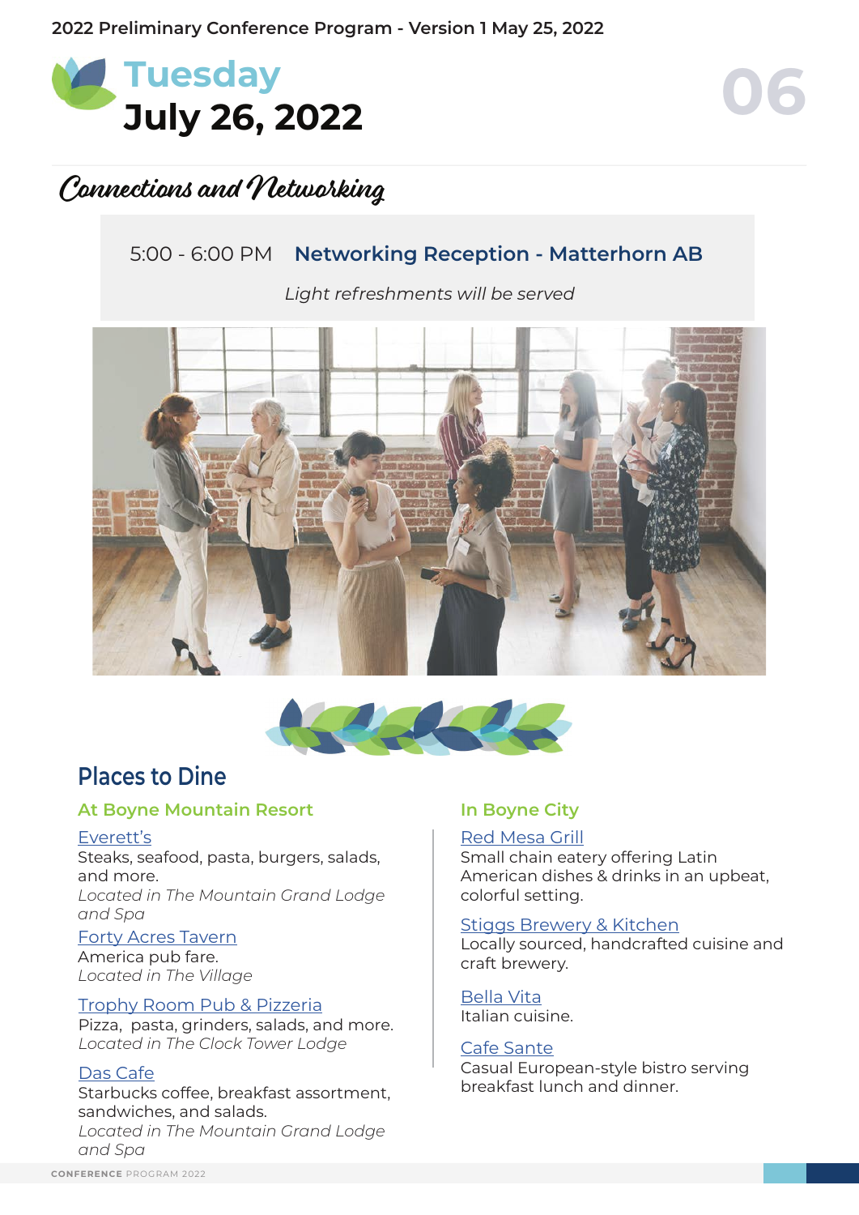# Tuesday
# July 26, 2022

## Connections and Networking

5:00 - 6:00 PM **Networking Reception - Matterhorn AB**

*Light refreshments will be served*

## Places to Dine

### At Boyne Mountain Resort

Everett's
Steaks, seafood, pasta, burgers, salads, and more.
*Located in The Mountain Grand Lodge and Spa*

Forty Acres Tavern
America pub fare.
*Located in The Village*

Trophy Room Pub & Pizzeria
Pizza, pasta, grinders, salads, and more.
*Located in The Clock Tower Lodge*

Das Cafe
Starbucks coffee, breakfast assortment, sandwiches, and salads.
*Located in The Mountain Grand Lodge and Spa*

### In Boyne City

Red Mesa Grill
Small chain eatery offering Latin American dishes & drinks in an upbeat, colorful setting.

Stiggs Brewery & Kitchen
Locally sourced, handcrafted cuisine and craft brewery.

Bella Vita
Italian cuisine.

Cafe Sante
Casual European-style bistro serving breakfast lunch and dinner.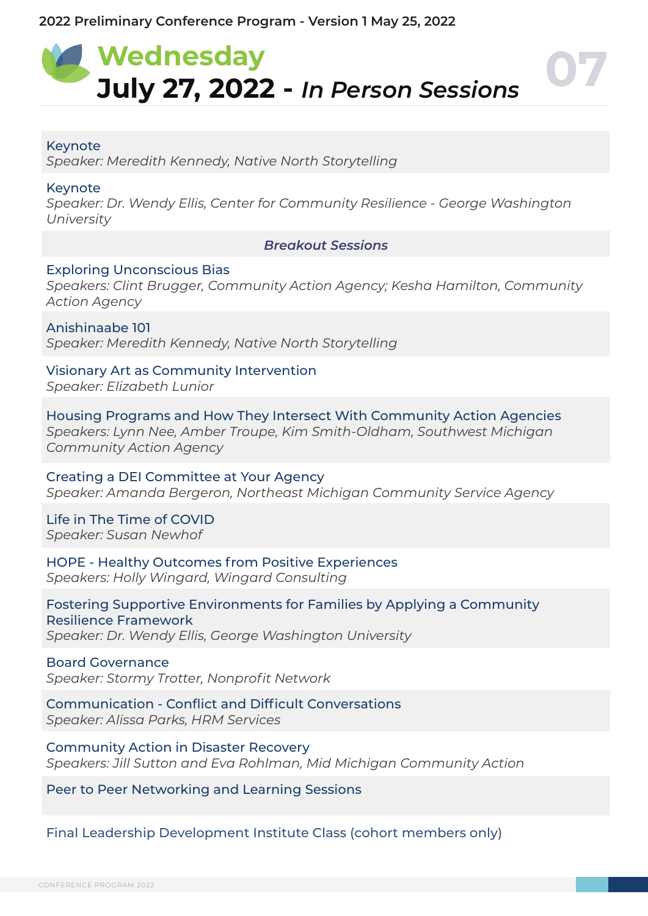# Wednesday
## July 27, 2022 - *In Person Sessions*

**Keynote**
*Speaker: Meredith Kennedy, Native North Storytelling*

**Keynote**
*Speaker: Dr. Wendy Ellis, Center for Community Resilience - George Washington University*

### *Breakout Sessions*

**Exploring Unconscious Bias**
*Speakers: Clint Brugger, Community Action Agency; Kesha Hamilton, Community Action Agency*

**Anishinaabe 101**
*Speaker: Meredith Kennedy, Native North Storytelling*

**Visionary Art as Community Intervention**
*Speaker: Elizabeth Lunior*

**Housing Programs and How They Intersect With Community Action Agencies**
*Speakers: Lynn Nee, Amber Troupe, Kim Smith-Oldham, Southwest Michigan Community Action Agency*

**Creating a DEI Committee at Your Agency**
*Speaker: Amanda Bergeron, Northeast Michigan Community Service Agency*

**Life in The Time of COVID**
*Speaker: Susan Newhof*

**HOPE - Healthy Outcomes from Positive Experiences**
*Speakers: Holly Wingard, Wingard Consulting*

**Fostering Supportive Environments for Families by Applying a Community Resilience Framework**
*Speaker: Dr. Wendy Ellis, George Washington University*

**Board Governance**
*Speaker: Stormy Trotter, Nonprofit Network*

**Communication - Conflict and Difficult Conversations**
*Speaker: Alissa Parks, HRM Services*

**Community Action in Disaster Recovery**
*Speakers: Jill Sutton and Eva Rohlman, Mid Michigan Community Action*

**Peer to Peer Networking and Learning Sessions**

**Final Leadership Development Institute Class (cohort members only)**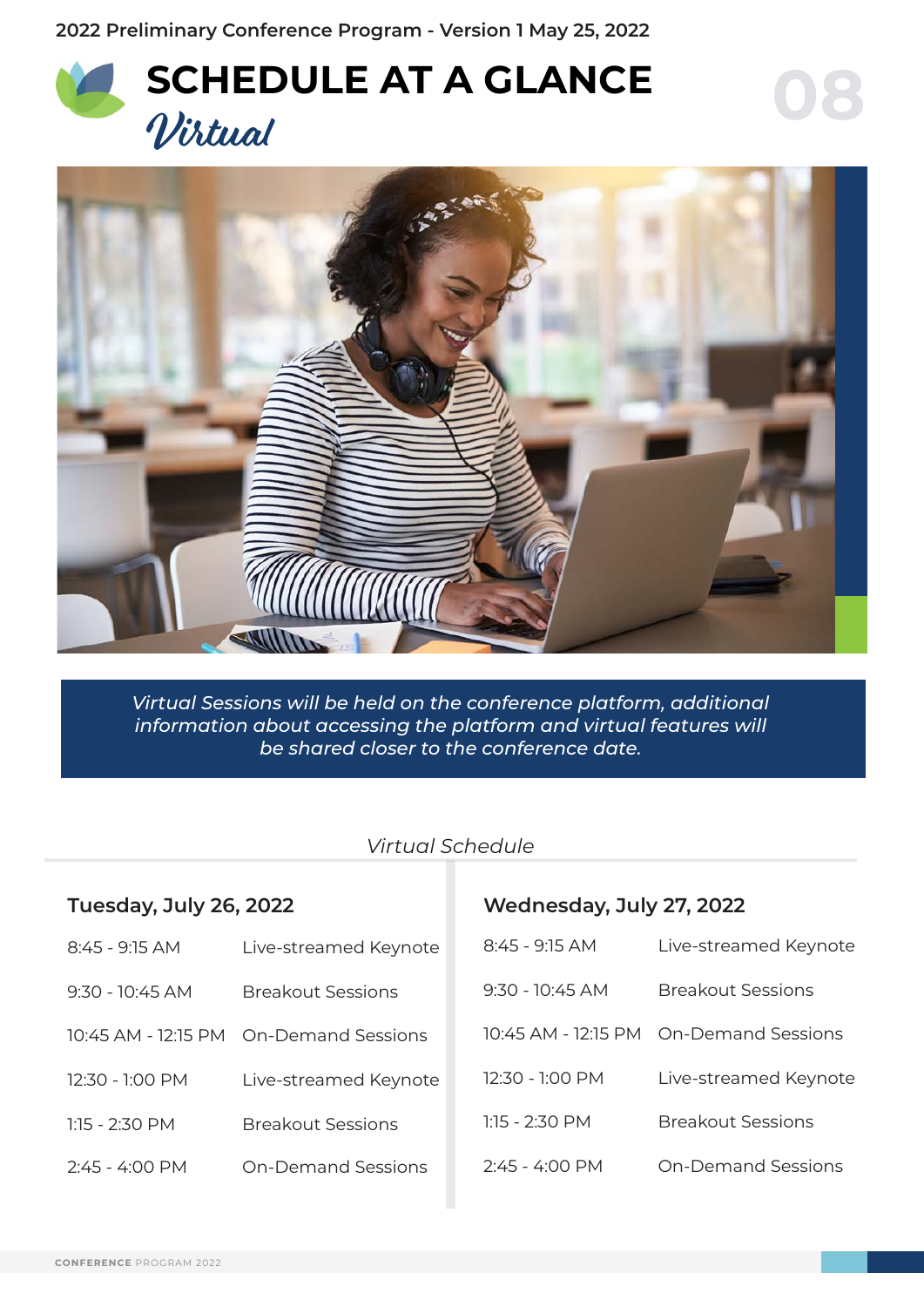2022 Preliminary Conference Program - Version 1 May 25, 2022

# SCHEDULE AT A GLANCE

## Virtual

*Virtual Sessions will be held on the conference platform, additional information about accessing the platform and virtual features will be shared closer to the conference date.*

*Virtual Schedule*

### Tuesday, July 26, 2022

| Time | Session |
|---|---|
| 8:45 - 9:15 AM | Live-streamed Keynote |
| 9:30 - 10:45 AM | Breakout Sessions |
| 10:45 AM - 12:15 PM | On-Demand Sessions |
| 12:30 - 1:00 PM | Live-streamed Keynote |
| 1:15 - 2:30 PM | Breakout Sessions |
| 2:45 - 4:00 PM | On-Demand Sessions |

### Wednesday, July 27, 2022

| Time | Session |
|---|---|
| 8:45 - 9:15 AM | Live-streamed Keynote |
| 9:30 - 10:45 AM | Breakout Sessions |
| 10:45 AM - 12:15 PM | On-Demand Sessions |
| 12:30 - 1:00 PM | Live-streamed Keynote |
| 1:15 - 2:30 PM | Breakout Sessions |
| 2:45 - 4:00 PM | On-Demand Sessions |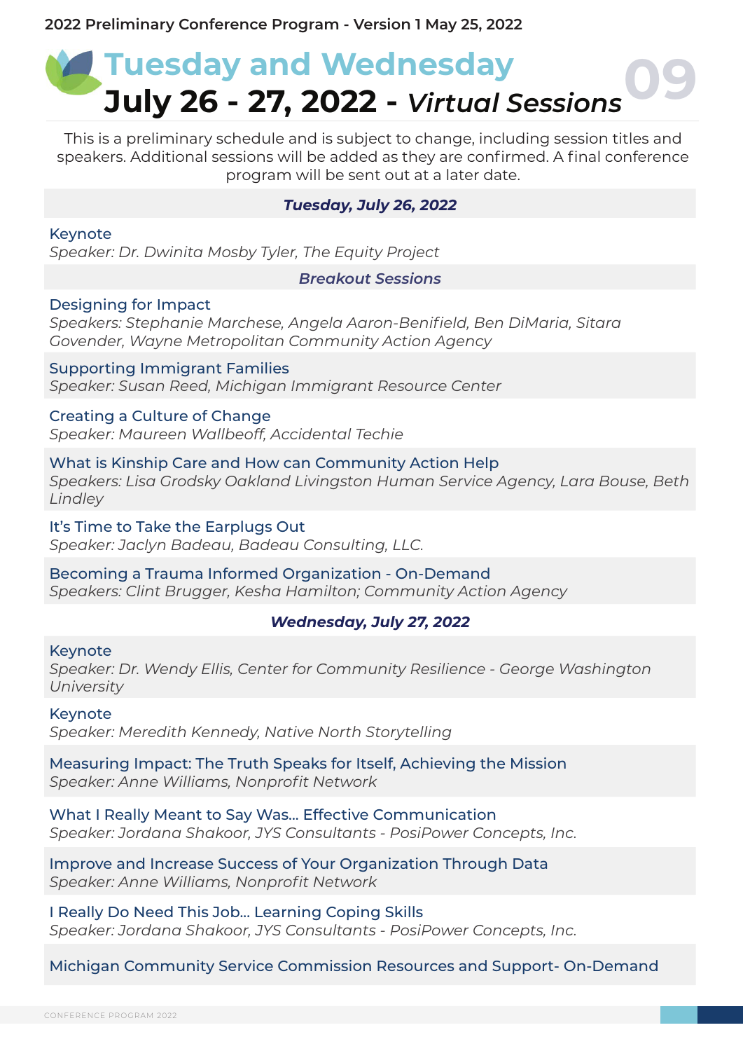# Tuesday and Wednesday
# July 26 - 27, 2022 - *Virtual Sessions*

This is a preliminary schedule and is subject to change, including session titles and speakers. Additional sessions will be added as they are confirmed. A final conference program will be sent out at a later date.

## *Tuesday, July 26, 2022*

**Keynote**
*Speaker: Dr. Dwinita Mosby Tyler, The Equity Project*

### *Breakout Sessions*

**Designing for Impact**
*Speakers: Stephanie Marchese, Angela Aaron-Benifield, Ben DiMaria, Sitara Govender, Wayne Metropolitan Community Action Agency*

**Supporting Immigrant Families**
*Speaker: Susan Reed, Michigan Immigrant Resource Center*

**Creating a Culture of Change**
*Speaker: Maureen Wallbeoff, Accidental Techie*

**What is Kinship Care and How can Community Action Help**
*Speakers: Lisa Grodsky Oakland Livingston Human Service Agency, Lara Bouse, Beth Lindley*

**It's Time to Take the Earplugs Out**
*Speaker: Jaclyn Badeau, Badeau Consulting, LLC.*

**Becoming a Trauma Informed Organization - On-Demand**
*Speakers: Clint Brugger, Kesha Hamilton; Community Action Agency*

## *Wednesday, July 27, 2022*

**Keynote**
*Speaker: Dr. Wendy Ellis, Center for Community Resilience - George Washington University*

**Keynote**
*Speaker: Meredith Kennedy, Native North Storytelling*

**Measuring Impact: The Truth Speaks for Itself, Achieving the Mission**
*Speaker: Anne Williams, Nonprofit Network*

**What I Really Meant to Say Was... Effective Communication**
*Speaker: Jordana Shakoor, JYS Consultants - PosiPower Concepts, Inc.*

**Improve and Increase Success of Your Organization Through Data**
*Speaker: Anne Williams, Nonprofit Network*

**I Really Do Need This Job... Learning Coping Skills**
*Speaker: Jordana Shakoor, JYS Consultants - PosiPower Concepts, Inc.*

**Michigan Community Service Commission Resources and Support- On-Demand**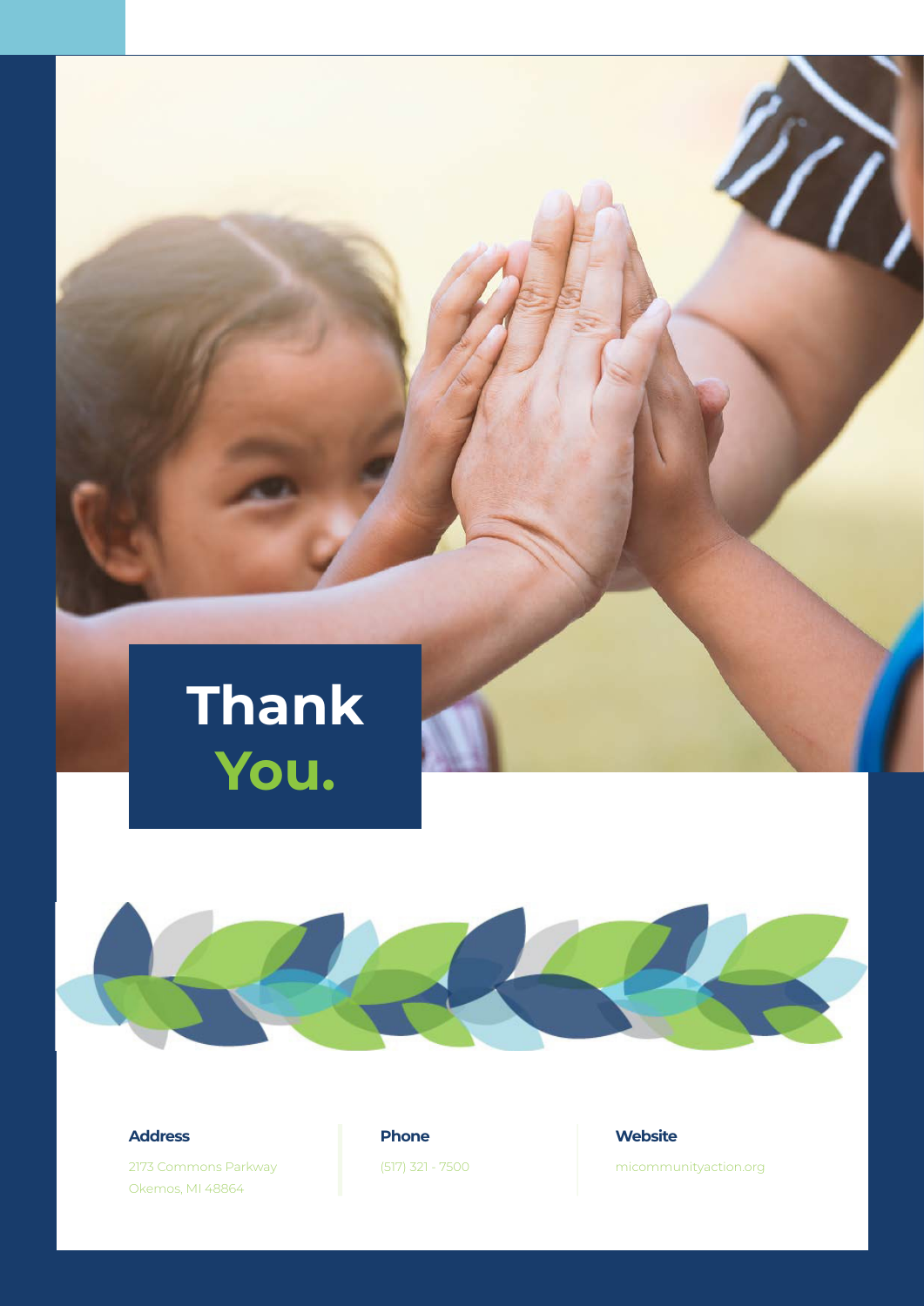# Thank You.

**Address**

2173 Commons Parkway
Okemos, MI 48864

**Phone**

(517) 321 - 7500

**Website**

micommunityaction.org